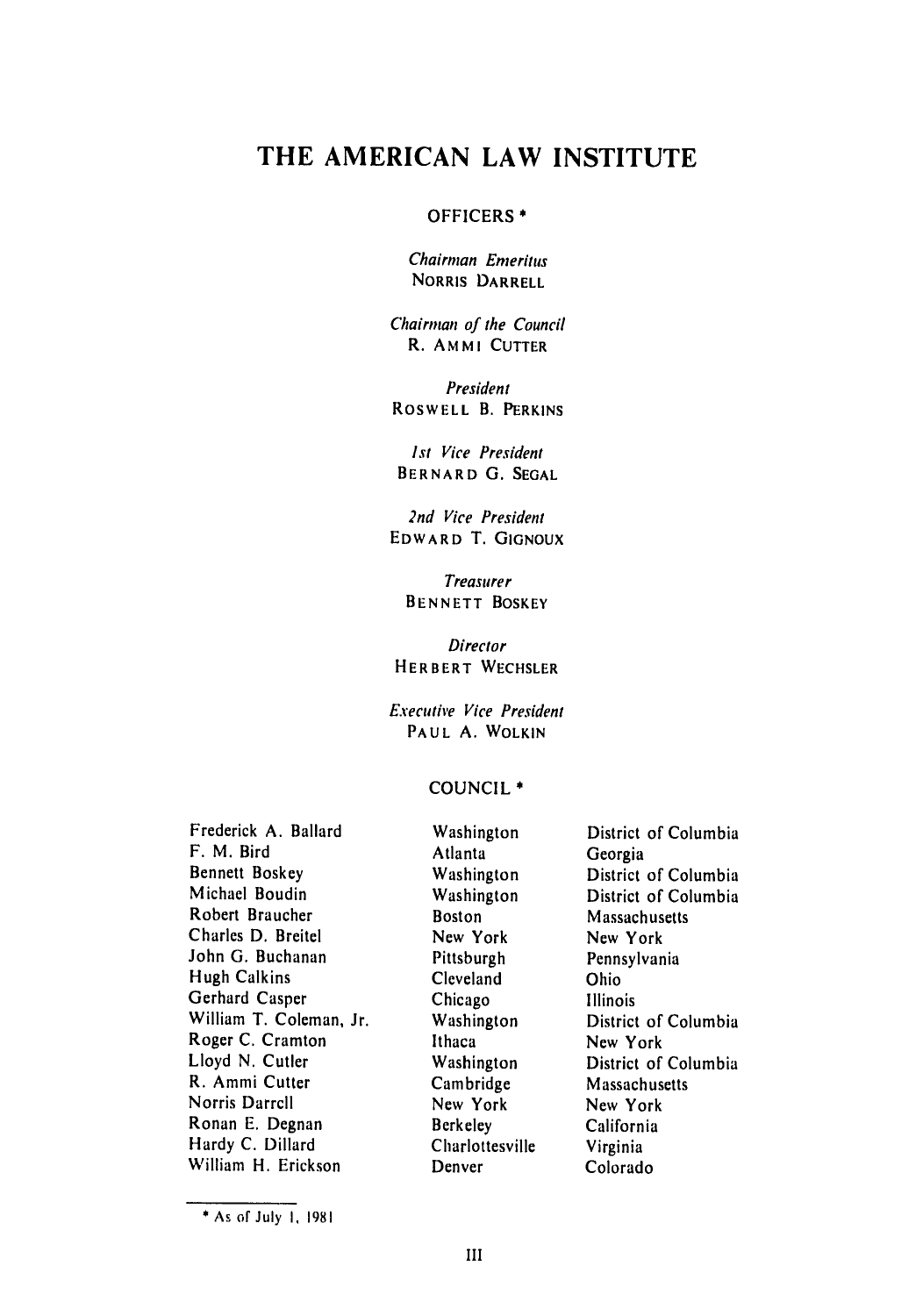# THE AMERICAN LAW INSTITUTE

## OFFICERS *

*Chairman Emeritus*
NORRIS DARRELL

*Chairman of the Council*
R. AMMI CUTTER

*President*
ROSWELL B. PERKINS

*1st Vice President*
BERNARD G. SEGAL

*2nd Vice President*
EDWARD T. GIGNOUX

*Treasurer*
BENNETT BOSKEY

*Director*
HERBERT WECHSLER

*Executive Vice President*
PAUL A. WOLKIN

## COUNCIL *

| | | |
|---|---|---|
| Frederick A. Ballard | Washington | District of Columbia |
| F. M. Bird | Atlanta | Georgia |
| Bennett Boskey | Washington | District of Columbia |
| Michael Boudin | Washington | District of Columbia |
| Robert Braucher | Boston | Massachusetts |
| Charles D. Breitel | New York | New York |
| John G. Buchanan | Pittsburgh | Pennsylvania |
| Hugh Calkins | Cleveland | Ohio |
| Gerhard Casper | Chicago | Illinois |
| William T. Coleman, Jr. | Washington | District of Columbia |
| Roger C. Cramton | Ithaca | New York |
| Lloyd N. Cutler | Washington | District of Columbia |
| R. Ammi Cutter | Cambridge | Massachusetts |
| Norris Darrell | New York | New York |
| Ronan E. Degnan | Berkeley | California |
| Hardy C. Dillard | Charlottesville | Virginia |
| William H. Erickson | Denver | Colorado |

* As of July 1, 1981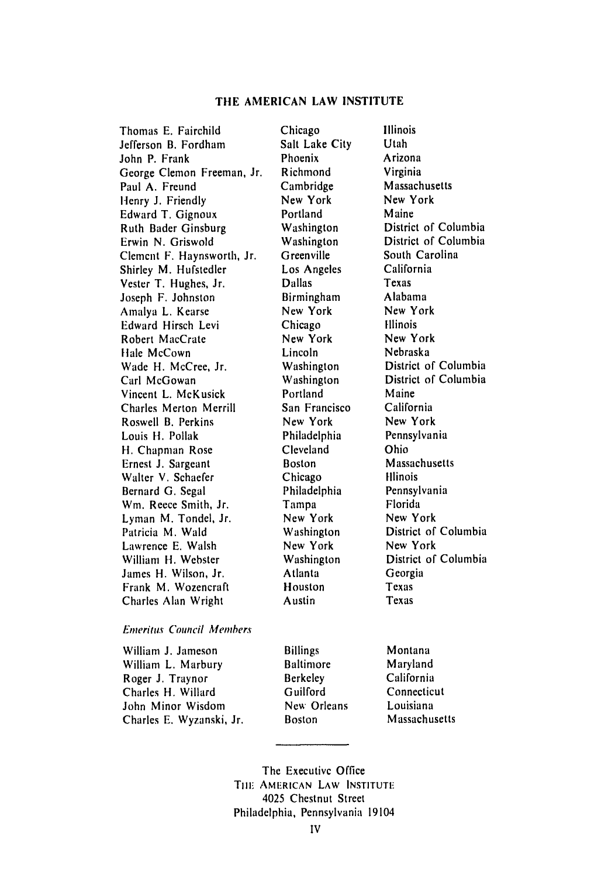# THE AMERICAN LAW INSTITUTE

| | | |
|---|---|---|
| Thomas E. Fairchild | Chicago | Illinois |
| Jefferson B. Fordham | Salt Lake City | Utah |
| John P. Frank | Phoenix | Arizona |
| George Clemon Freeman, Jr. | Richmond | Virginia |
| Paul A. Freund | Cambridge | Massachusetts |
| Henry J. Friendly | New York | New York |
| Edward T. Gignoux | Portland | Maine |
| Ruth Bader Ginsburg | Washington | District of Columbia |
| Erwin N. Griswold | Washington | District of Columbia |
| Clement F. Haynsworth, Jr. | Greenville | South Carolina |
| Shirley M. Hufstedler | Los Angeles | California |
| Vester T. Hughes, Jr. | Dallas | Texas |
| Joseph F. Johnston | Birmingham | Alabama |
| Amalya L. Kearse | New York | New York |
| Edward Hirsch Levi | Chicago | Illinois |
| Robert MacCrate | New York | New York |
| Hale McCown | Lincoln | Nebraska |
| Wade H. McCree, Jr. | Washington | District of Columbia |
| Carl McGowan | Washington | District of Columbia |
| Vincent L. McKusick | Portland | Maine |
| Charles Merton Merrill | San Francisco | California |
| Roswell B. Perkins | New York | New York |
| Louis H. Pollak | Philadelphia | Pennsylvania |
| H. Chapman Rose | Cleveland | Ohio |
| Ernest J. Sargeant | Boston | Massachusetts |
| Walter V. Schaefer | Chicago | Illinois |
| Bernard G. Segal | Philadelphia | Pennsylvania |
| Wm. Reece Smith, Jr. | Tampa | Florida |
| Lyman M. Tondel, Jr. | New York | New York |
| Patricia M. Wald | Washington | District of Columbia |
| Lawrence E. Walsh | New York | New York |
| William H. Webster | Washington | District of Columbia |
| James H. Wilson, Jr. | Atlanta | Georgia |
| Frank M. Wozencraft | Houston | Texas |
| Charles Alan Wright | Austin | Texas |

*Emeritus Council Members*

| | | |
|---|---|---|
| William J. Jameson | Billings | Montana |
| William L. Marbury | Baltimore | Maryland |
| Roger J. Traynor | Berkeley | California |
| Charles H. Willard | Guilford | Connecticut |
| John Minor Wisdom | New Orleans | Louisiana |
| Charles E. Wyzanski, Jr. | Boston | Massachusetts |

---

The Executive Office
THE AMERICAN LAW INSTITUTE
4025 Chestnut Street
Philadelphia, Pennsylvania 19104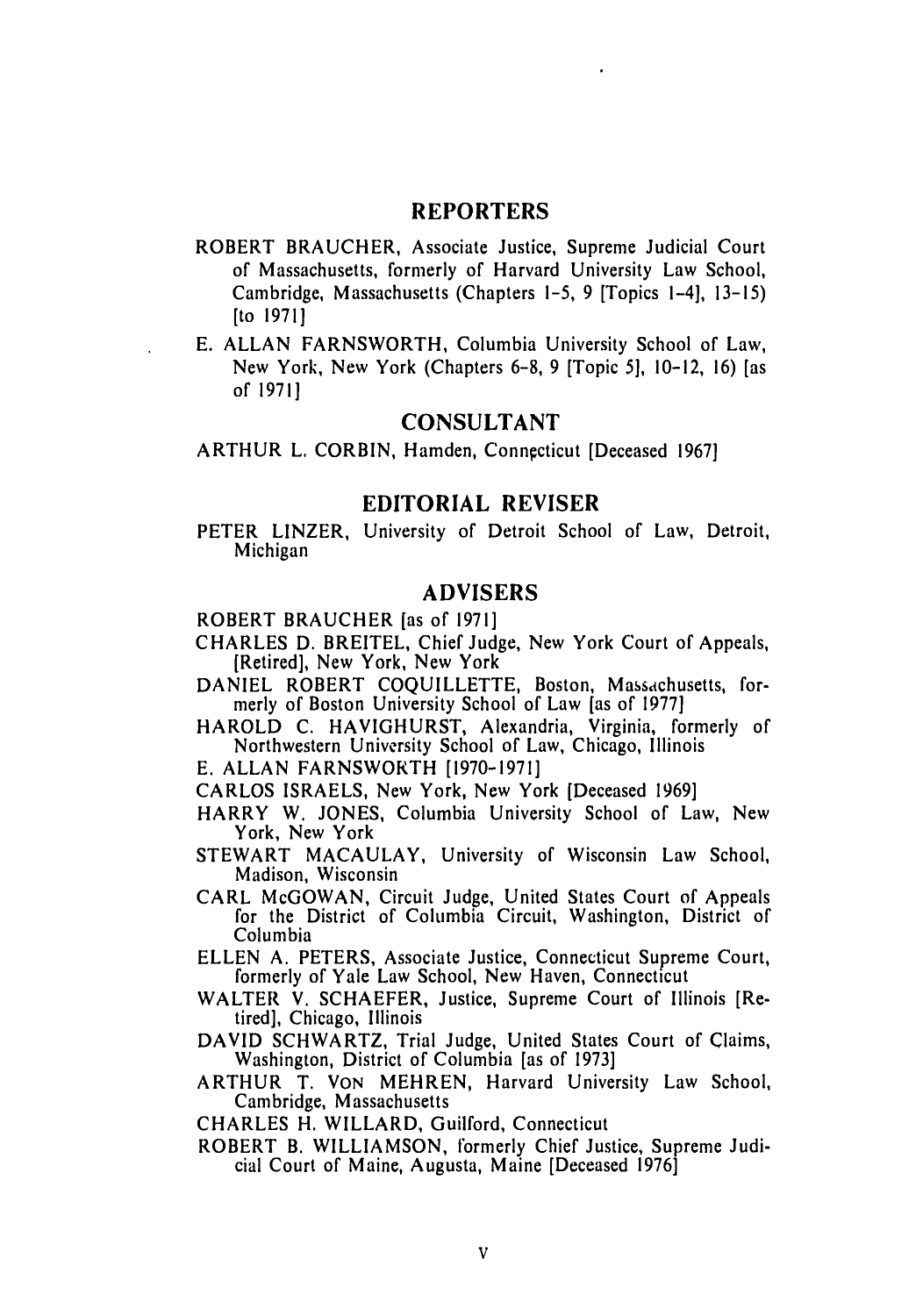## REPORTERS

ROBERT BRAUCHER, Associate Justice, Supreme Judicial Court of Massachusetts, formerly of Harvard University Law School, Cambridge, Massachusetts (Chapters 1-5, 9 [Topics 1-4], 13-15) [to 1971]

E. ALLAN FARNSWORTH, Columbia University School of Law, New York, New York (Chapters 6-8, 9 [Topic 5], 10-12, 16) [as of 1971]

## CONSULTANT

ARTHUR L. CORBIN, Hamden, Connecticut [Deceased 1967]

## EDITORIAL REVISER

PETER LINZER, University of Detroit School of Law, Detroit, Michigan

## ADVISERS

ROBERT BRAUCHER [as of 1971]

CHARLES D. BREITEL, Chief Judge, New York Court of Appeals, [Retired], New York, New York

DANIEL ROBERT COQUILLETTE, Boston, Massachusetts, formerly of Boston University School of Law [as of 1977]

HAROLD C. HAVIGHURST, Alexandria, Virginia, formerly of Northwestern University School of Law, Chicago, Illinois

E. ALLAN FARNSWORTH [1970-1971]

CARLOS ISRAELS, New York, New York [Deceased 1969]

HARRY W. JONES, Columbia University School of Law, New York, New York

STEWART MACAULAY, University of Wisconsin Law School, Madison, Wisconsin

CARL McGOWAN, Circuit Judge, United States Court of Appeals for the District of Columbia Circuit, Washington, District of Columbia

ELLEN A. PETERS, Associate Justice, Connecticut Supreme Court, formerly of Yale Law School, New Haven, Connecticut

WALTER V. SCHAEFER, Justice, Supreme Court of Illinois [Retired], Chicago, Illinois

DAVID SCHWARTZ, Trial Judge, United States Court of Claims, Washington, District of Columbia [as of 1973]

ARTHUR T. VON MEHREN, Harvard University Law School, Cambridge, Massachusetts

CHARLES H. WILLARD, Guilford, Connecticut

ROBERT B. WILLIAMSON, formerly Chief Justice, Supreme Judicial Court of Maine, Augusta, Maine [Deceased 1976]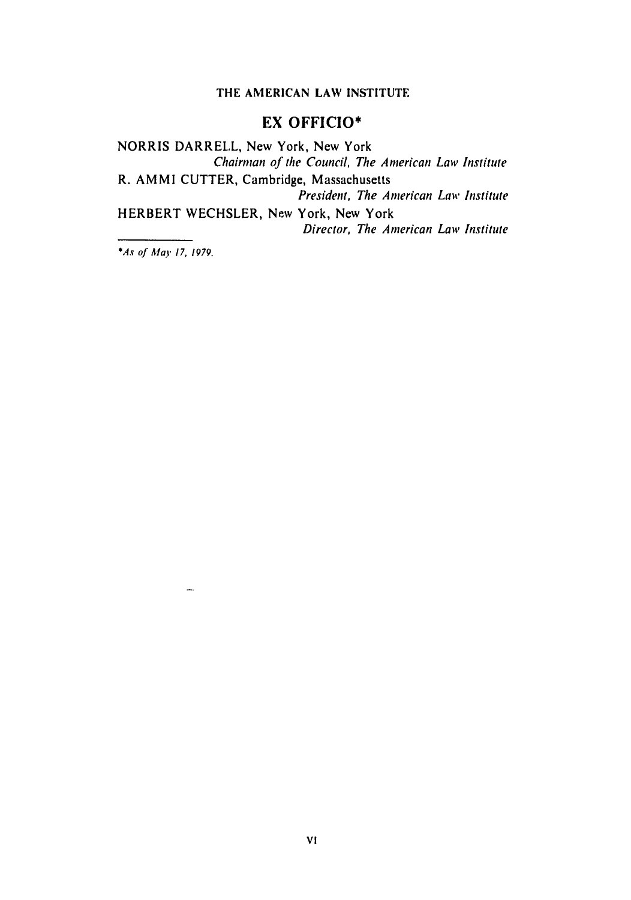THE AMERICAN LAW INSTITUTE

## EX OFFICIO*

NORRIS DARRELL, New York, New York
*Chairman of the Council, The American Law Institute*

R. AMMI CUTTER, Cambridge, Massachusetts
*President, The American Law Institute*

HERBERT WECHSLER, New York, New York
*Director, The American Law Institute*

---

**As of May 17, 1979.*